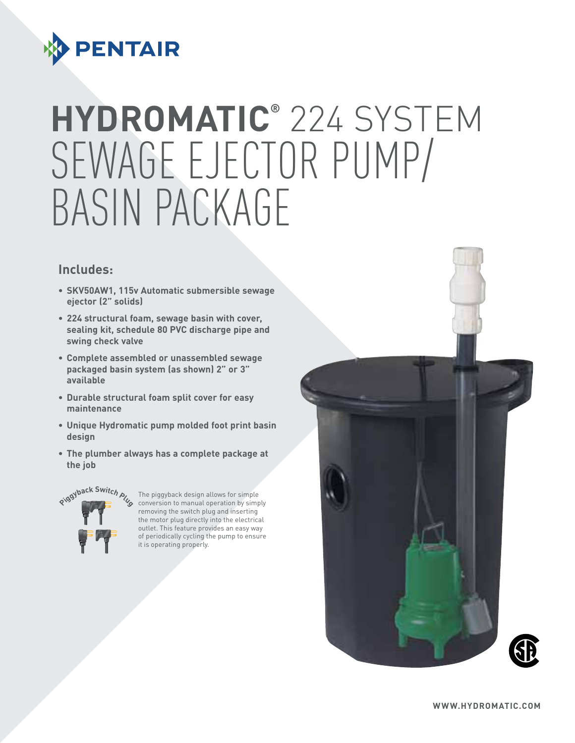# HYDROMATIC® 224 SYSTEM SEWAGE EJECTOR PUMP/ BASIN PACKAGE

## Includes:

- SKV50AW1, 115v Automatic submersible sewage ejector (2" solids)
- 224 structural foam, sewage basin with cover, sealing kit, schedule 80 PVC discharge pipe and swing check valve
- Complete assembled or unassembled sewage packaged basin system (as shown) 2" or 3" available
- Durable structural foam split cover for easy maintenance
- Unique Hydromatic pump molded foot print basin design
- The plumber always has a complete package at the job

Piggyback Switch Plug

The piggyback design allows for simple conversion to manual operation by simply removing the switch plug and inserting the motor plug directly into the electrical outlet. This feature provides an easy way of periodically cycling the pump to ensure it is operating properly.

WWW.HYDROMATIC.COM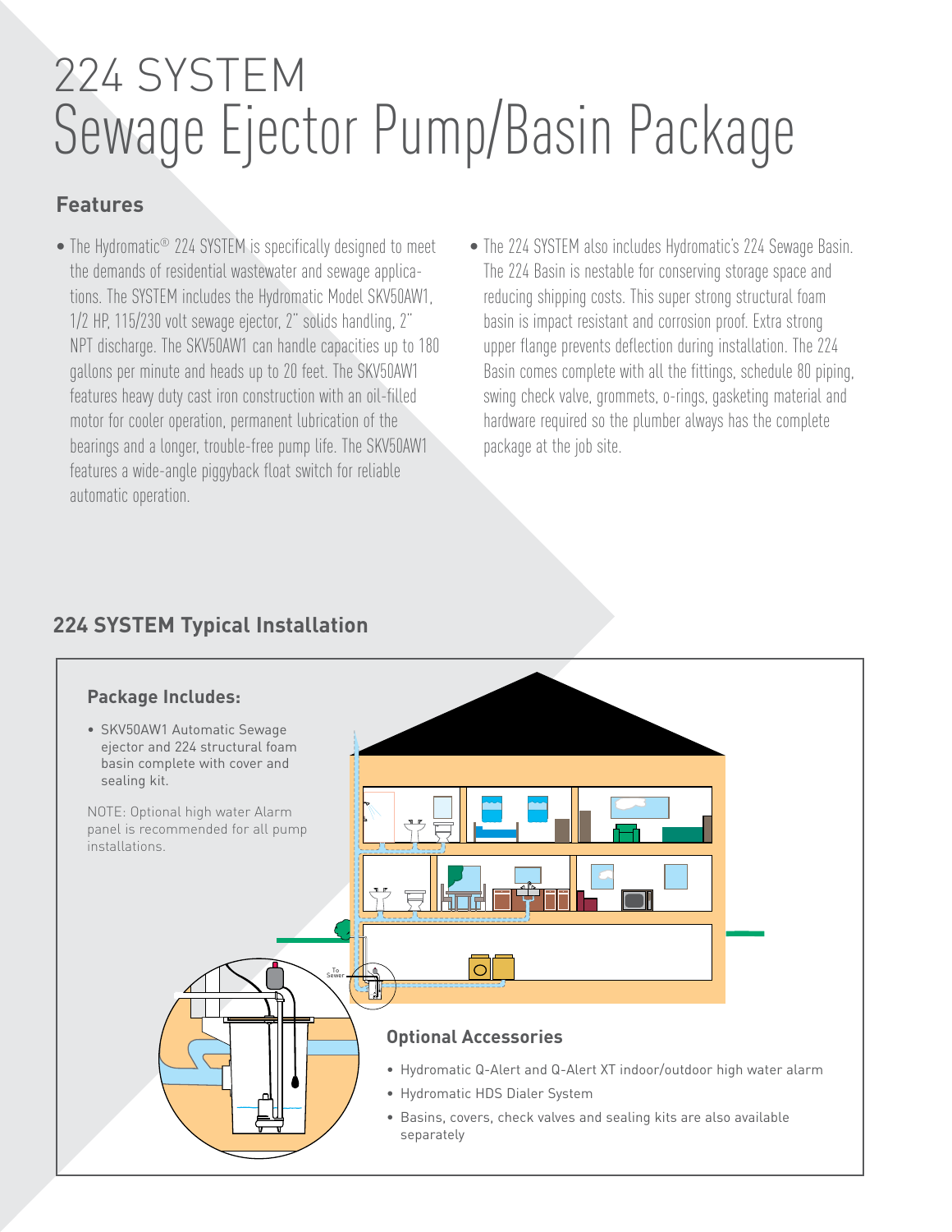# 224 SYSTEM
# Sewage Ejector Pump/Basin Package

## Features

- The Hydromatic® 224 SYSTEM is specifically designed to meet the demands of residential wastewater and sewage applications. The SYSTEM includes the Hydromatic Model SKV50AW1, 1/2 HP, 115/230 volt sewage ejector, 2" solids handling, 2" NPT discharge. The SKV50AW1 can handle capacities up to 180 gallons per minute and heads up to 20 feet. The SKV50AW1 features heavy duty cast iron construction with an oil-filled motor for cooler operation, permanent lubrication of the bearings and a longer, trouble-free pump life. The SKV50AW1 features a wide-angle piggyback float switch for reliable automatic operation.
- The 224 SYSTEM also includes Hydromatic's 224 Sewage Basin. The 224 Basin is nestable for conserving storage space and reducing shipping costs. This super strong structural foam basin is impact resistant and corrosion proof. Extra strong upper flange prevents deflection during installation. The 224 Basin comes complete with all the fittings, schedule 80 piping, swing check valve, grommets, o-rings, gasketing material and hardware required so the plumber always has the complete package at the job site.

## 224 SYSTEM Typical Installation

### Package Includes:

- SKV50AW1 Automatic Sewage ejector and 224 structural foam basin complete with cover and sealing kit.

NOTE: Optional high water Alarm panel is recommended for all pump installations.

To Sewer

### Optional Accessories

- Hydromatic Q-Alert and Q-Alert XT indoor/outdoor high water alarm
- Hydromatic HDS Dialer System
- Basins, covers, check valves and sealing kits are also available separately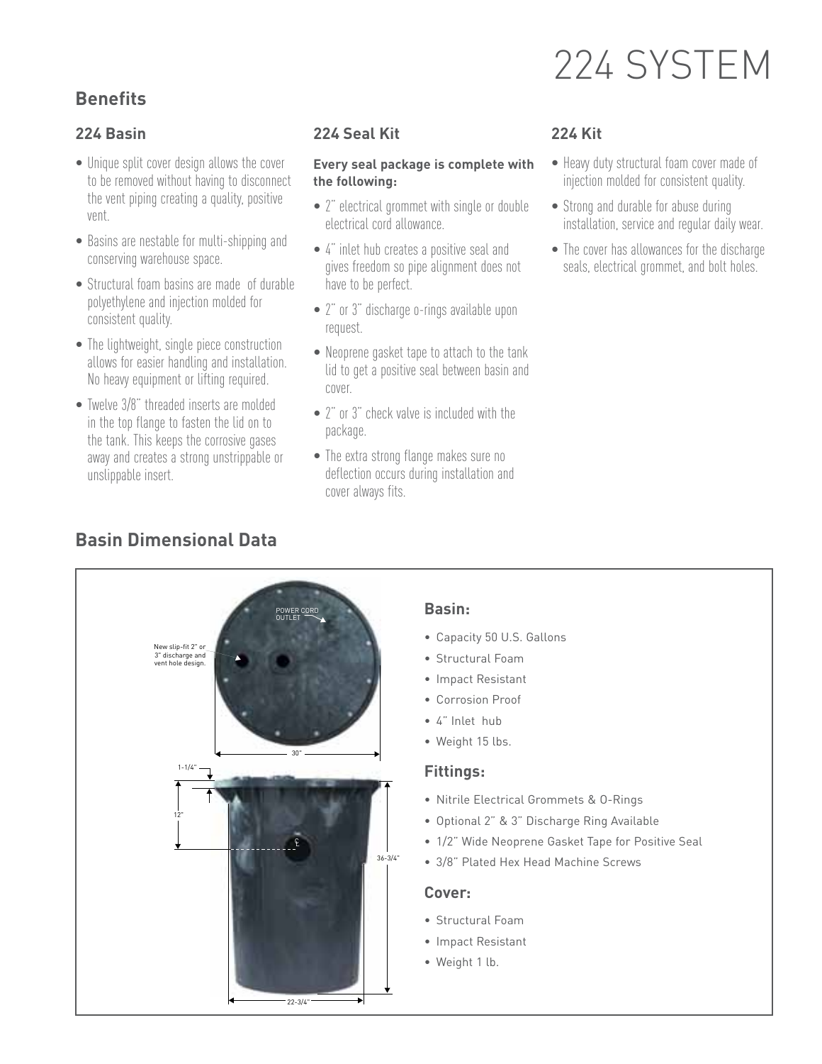# 224 SYSTEM

## Benefits

### 224 Basin

- Unique split cover design allows the cover to be removed without having to disconnect the vent piping creating a quality, positive vent.
- Basins are nestable for multi-shipping and conserving warehouse space.
- Structural foam basins are made of durable polyethylene and injection molded for consistent quality.
- The lightweight, single piece construction allows for easier handling and installation. No heavy equipment or lifting required.
- Twelve 3/8" threaded inserts are molded in the top flange to fasten the lid on to the tank. This keeps the corrosive gases away and creates a strong unstrippable or unslippable insert.

### 224 Seal Kit

**Every seal package is complete with the following:**

- 2" electrical grommet with single or double electrical cord allowance.
- 4" inlet hub creates a positive seal and gives freedom so pipe alignment does not have to be perfect.
- 2" or 3" discharge o-rings available upon request.
- Neoprene gasket tape to attach to the tank lid to get a positive seal between basin and cover.
- 2" or 3" check valve is included with the package.
- The extra strong flange makes sure no deflection occurs during installation and cover always fits.

### 224 Kit

- Heavy duty structural foam cover made of injection molded for consistent quality.
- Strong and durable for abuse during installation, service and regular daily wear.
- The cover has allowances for the discharge seals, electrical grommet, and bolt holes.

## Basin Dimensional Data

POWER CORD OUTLET

New slip-fit 2" or 3" discharge and vent hole design.

30"

1-1/4"

12"

36-3/4"

22-3/4"

### Basin:

- Capacity 50 U.S. Gallons
- Structural Foam
- Impact Resistant
- Corrosion Proof
- 4" Inlet hub
- Weight 15 lbs.

### Fittings:

- Nitrile Electrical Grommets & O-Rings
- Optional 2" & 3" Discharge Ring Available
- 1/2" Wide Neoprene Gasket Tape for Positive Seal
- 3/8" Plated Hex Head Machine Screws

### Cover:

- Structural Foam
- Impact Resistant
- Weight 1 lb.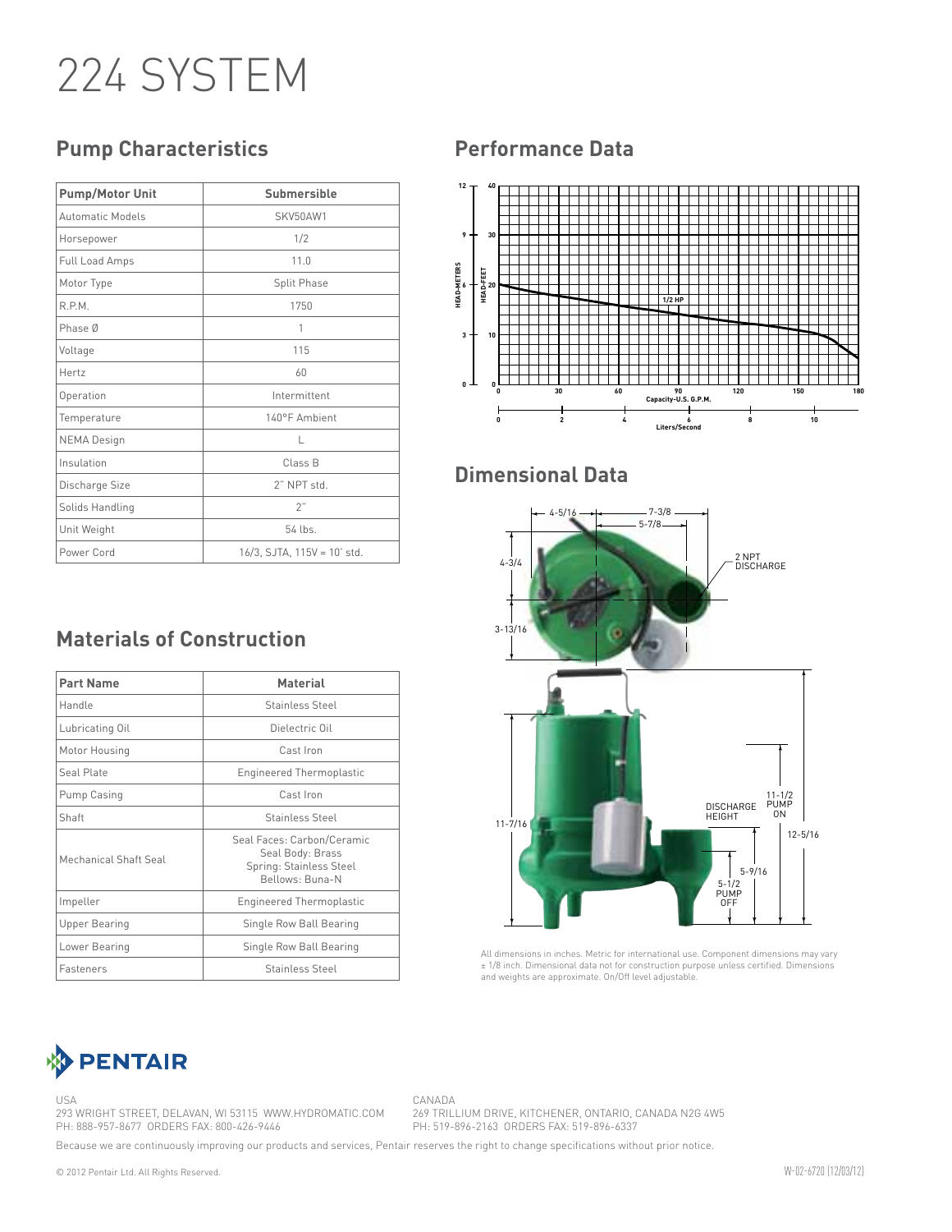# 224 SYSTEM

## Pump Characteristics

| Pump/Motor Unit | Submersible |
|---|---|
| Automatic Models | SKV50AW1 |
| Horsepower | 1/2 |
| Full Load Amps | 11.0 |
| Motor Type | Split Phase |
| R.P.M. | 1750 |
| Phase Ø | 1 |
| Voltage | 115 |
| Hertz | 60 |
| Operation | Intermittent |
| Temperature | 140°F Ambient |
| NEMA Design | L |
| Insulation | Class B |
| Discharge Size | 2" NPT std. |
| Solids Handling | 2" |
| Unit Weight | 54 lbs. |
| Power Cord | 16/3, SJTA, 115V = 10' std. |

## Materials of Construction

| Part Name | Material |
|---|---|
| Handle | Stainless Steel |
| Lubricating Oil | Dielectric Oil |
| Motor Housing | Cast Iron |
| Seal Plate | Engineered Thermoplastic |
| Pump Casing | Cast Iron |
| Shaft | Stainless Steel |
| Mechanical Shaft Seal | Seal Faces: Carbon/Ceramic<br>Seal Body: Brass<br>Spring: Stainless Steel<br>Bellows: Buna-N |
| Impeller | Engineered Thermoplastic |
| Upper Bearing | Single Row Ball Bearing |
| Lower Bearing | Single Row Ball Bearing |
| Fasteners | Stainless Steel |

## Performance Data

HEAD-METERS
0
3
6
9
12

HEAD-FEET
0
10
20
30
40

1/2 HP

Capacity-U.S. G.P.M.
0
30
60
90
120
150
180

Liters/Second
0
2
4
6
8
10

## Dimensional Data

4-5/16
7-3/8
5-7/8
4-3/4
3-13/16
2 NPT DISCHARGE
11-7/16
DISCHARGE HEIGHT
11-1/2 PUMP ON
12-5/16
5-9/16
5-1/2 PUMP OFF

All dimensions in inches. Metric for international use. Component dimensions may vary ± 1/8 inch. Dimensional data not for construction purpose unless certified. Dimensions and weights are approximate. On/Off level adjustable.

PENTAIR

USA
293 WRIGHT STREET, DELAVAN, WI 53115 WWW.HYDROMATIC.COM
PH: 888-957-8677 ORDERS FAX: 800-426-9446

CANADA
269 TRILLIUM DRIVE, KITCHENER, ONTARIO, CANADA N2G 4W5
PH: 519-896-2163 ORDERS FAX: 519-896-6337

Because we are continuously improving our products and services, Pentair reserves the right to change specifications without prior notice.

© 2012 Pentair Ltd. All Rights Reserved.

W-02-6720 (12/03/12)